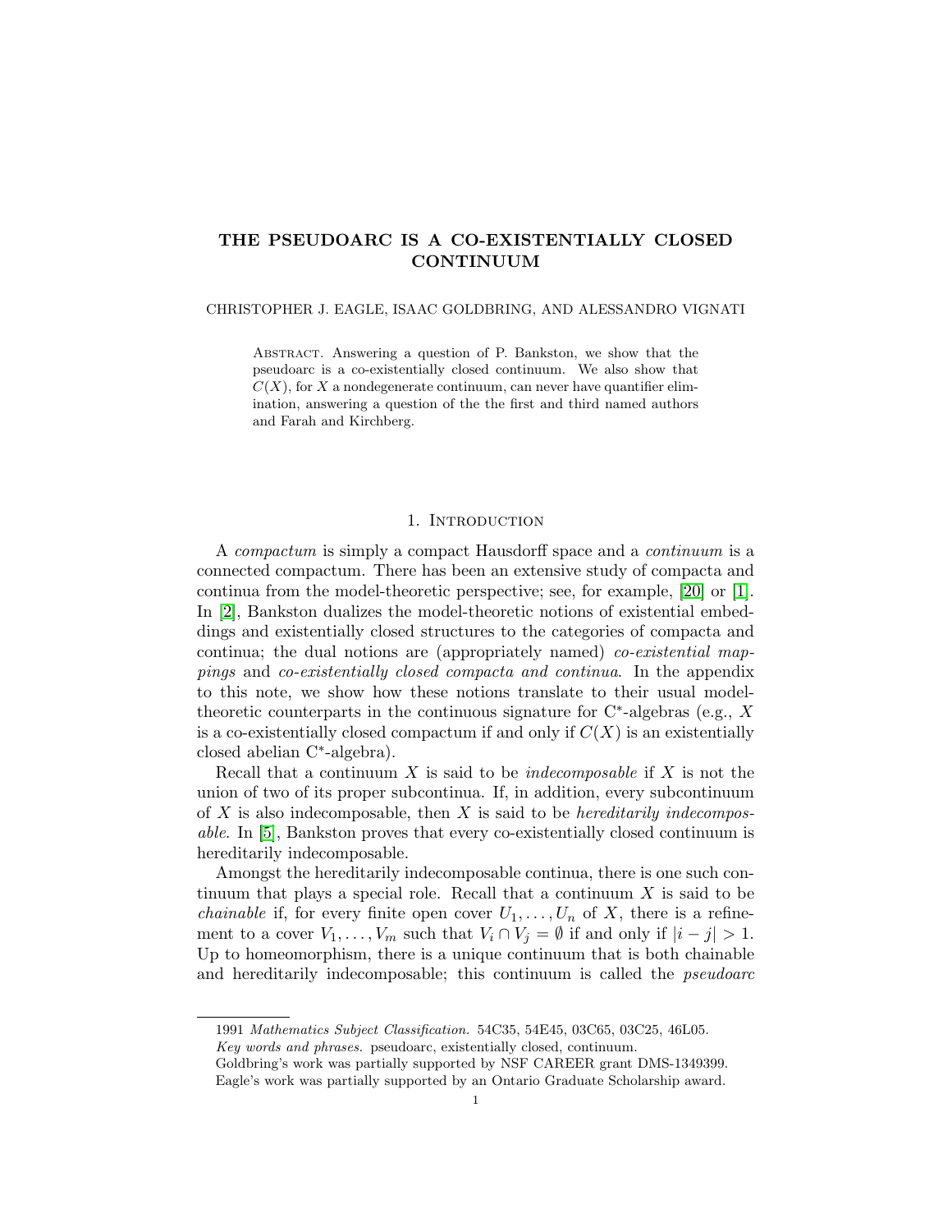# THE PSEUDOARC IS A CO-EXISTENTIALLY CLOSED CONTINUUM

CHRISTOPHER J. EAGLE, ISAAC GOLDBRING, AND ALESSANDRO VIGNATI

Abstract. Answering a question of P. Bankston, we show that the pseudoarc is a co-existentially closed continuum. We also show that $C(X)$, for $X$ a nondegenerate continuum, can never have quantifier elimination, answering a question of the the first and third named authors and Farah and Kirchberg.

## 1. Introduction

A *compactum* is simply a compact Hausdorff space and a *continuum* is a connected compactum. There has been an extensive study of compacta and continua from the model-theoretic perspective; see, for example, [20] or [1]. In [2], Bankston dualizes the model-theoretic notions of existential embeddings and existentially closed structures to the categories of compacta and continua; the dual notions are (appropriately named) *co-existential mappings* and *co-existentially closed compacta and continua*. In the appendix to this note, we show how these notions translate to their usual model-theoretic counterparts in the continuous signature for C\*-algebras (e.g., $X$ is a co-existentially closed compactum if and only if $C(X)$ is an existentially closed abelian C\*-algebra).

Recall that a continuum $X$ is said to be *indecomposable* if $X$ is not the union of two of its proper subcontinua. If, in addition, every subcontinuum of $X$ is also indecomposable, then $X$ is said to be *hereditarily indecomposable*. In [5], Bankston proves that every co-existentially closed continuum is hereditarily indecomposable.

Amongst the hereditarily indecomposable continua, there is one such continuum that plays a special role. Recall that a continuum $X$ is said to be *chainable* if, for every finite open cover $U_1, \ldots, U_n$ of $X$, there is a refinement to a cover $V_1, \ldots, V_m$ such that $V_i \cap V_j = \emptyset$ if and only if $|i - j| > 1$. Up to homeomorphism, there is a unique continuum that is both chainable and hereditarily indecomposable; this continuum is called the *pseudoarc*

---

1991 *Mathematics Subject Classification.* 54C35, 54E45, 03C65, 03C25, 46L05.

*Key words and phrases.* pseudoarc, existentially closed, continuum.

Goldbring's work was partially supported by NSF CAREER grant DMS-1349399.

Eagle's work was partially supported by an Ontario Graduate Scholarship award.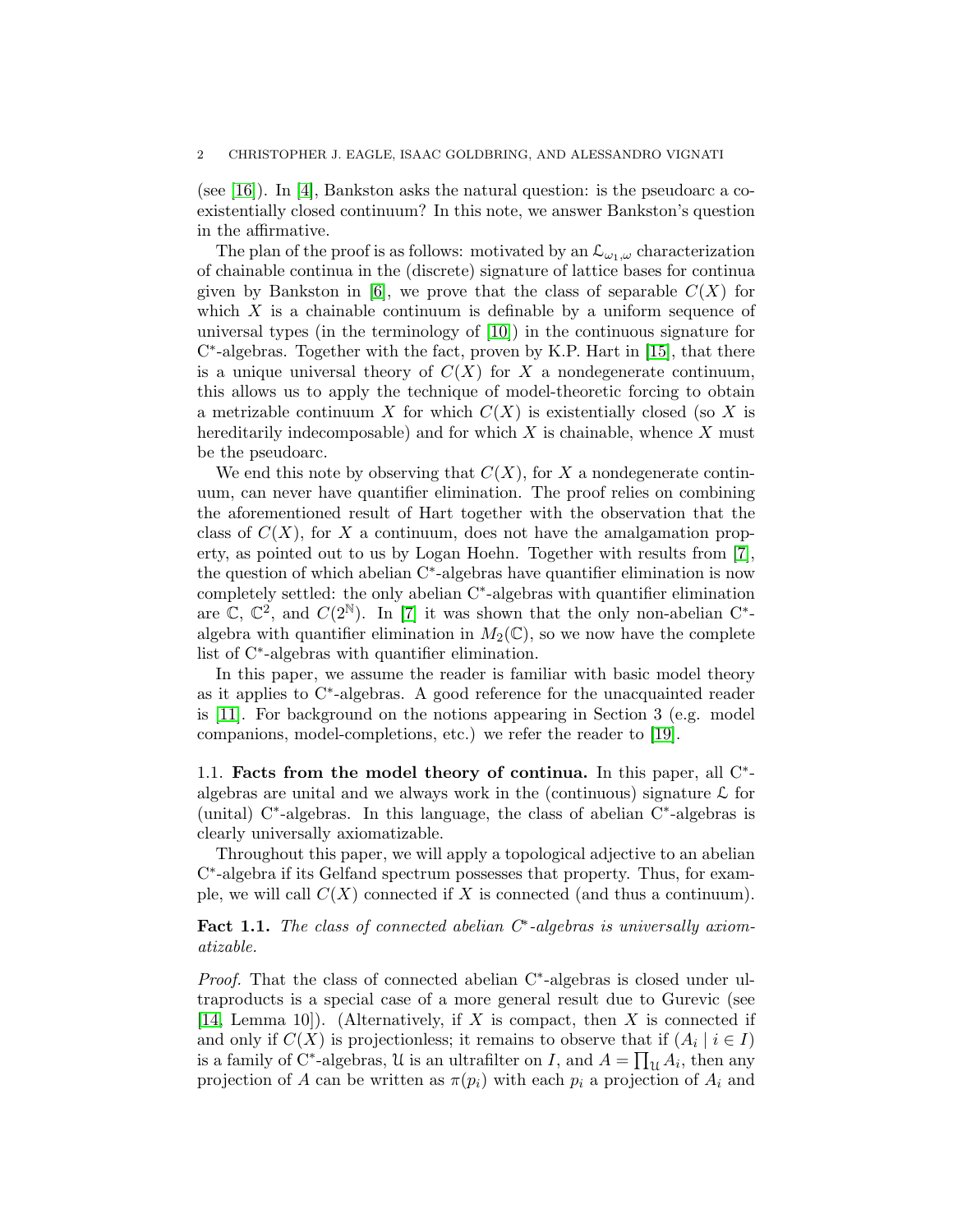(see [16]). In [4], Bankston asks the natural question: is the pseudoarc a co-existentially closed continuum? In this note, we answer Bankston's question in the affirmative.

The plan of the proof is as follows: motivated by an $\mathcal{L}_{\omega_1,\omega}$ characterization of chainable continua in the (discrete) signature of lattice bases for continua given by Bankston in [6], we prove that the class of separable $C(X)$ for which $X$ is a chainable continuum is definable by a uniform sequence of universal types (in the terminology of [10]) in the continuous signature for C*-algebras. Together with the fact, proven by K.P. Hart in [15], that there is a unique universal theory of $C(X)$ for $X$ a nondegenerate continuum, this allows us to apply the technique of model-theoretic forcing to obtain a metrizable continuum $X$ for which $C(X)$ is existentially closed (so $X$ is hereditarily indecomposable) and for which $X$ is chainable, whence $X$ must be the pseudoarc.

We end this note by observing that $C(X)$, for $X$ a nondegenerate continuum, can never have quantifier elimination. The proof relies on combining the aforementioned result of Hart together with the observation that the class of $C(X)$, for $X$ a continuum, does not have the amalgamation property, as pointed out to us by Logan Hoehn. Together with results from [7], the question of which abelian C*-algebras have quantifier elimination is now completely settled: the only abelian C*-algebras with quantifier elimination are $\mathbb{C}$, $\mathbb{C}^2$, and $C(2^{\mathbb{N}})$. In [7] it was shown that the only non-abelian C*-algebra with quantifier elimination in $M_2(\mathbb{C})$, so we now have the complete list of C*-algebras with quantifier elimination.

In this paper, we assume the reader is familiar with basic model theory as it applies to C*-algebras. A good reference for the unacquainted reader is [11]. For background on the notions appearing in Section 3 (e.g. model companions, model-completions, etc.) we refer the reader to [19].

### 1.1. Facts from the model theory of continua.

In this paper, all C*-algebras are unital and we always work in the (continuous) signature $\mathcal{L}$ for (unital) C*-algebras. In this language, the class of abelian C*-algebras is clearly universally axiomatizable.

Throughout this paper, we will apply a topological adjective to an abelian C*-algebra if its Gelfand spectrum possesses that property. Thus, for example, we will call $C(X)$ connected if $X$ is connected (and thus a continuum).

**Fact 1.1.** *The class of connected abelian C*-algebras is universally axiomatizable.*

*Proof.* That the class of connected abelian C*-algebras is closed under ultraproducts is a special case of a more general result due to Gurevic (see [14, Lemma 10]). (Alternatively, if $X$ is compact, then $X$ is connected if and only if $C(X)$ is projectionless; it remains to observe that if $(A_i \mid i \in I)$ is a family of C*-algebras, $\mathcal{U}$ is an ultrafilter on $I$, and $A = \prod_{\mathcal{U}} A_i$, then any projection of $A$ can be written as $\pi(p_i)$ with each $p_i$ a projection of $A_i$ and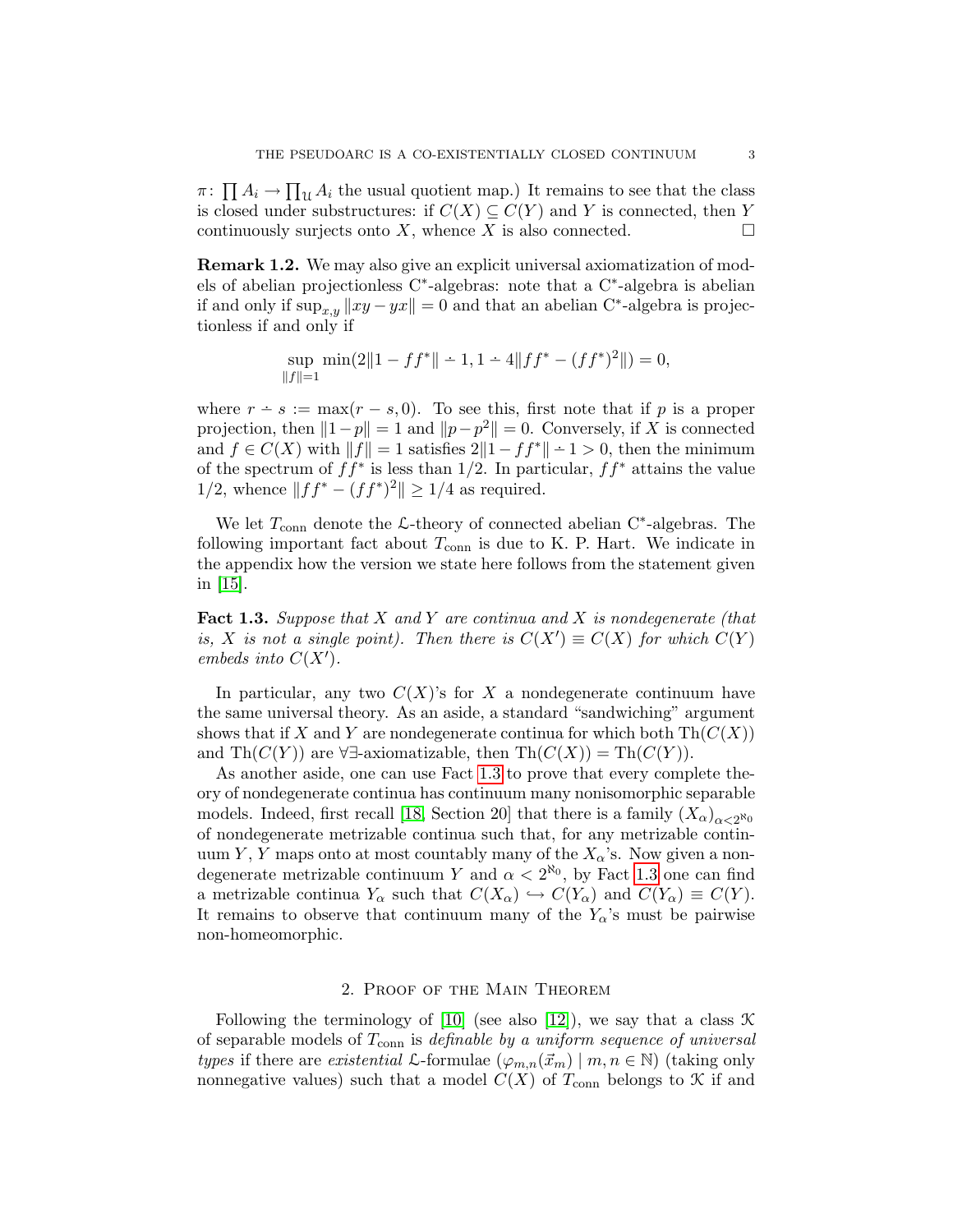$\pi\colon \prod A_i \to \prod_{\mathcal{U}} A_i$ the usual quotient map.) It remains to see that the class is closed under substructures: if $C(X) \subseteq C(Y)$ and $Y$ is connected, then $Y$ continuously surjects onto $X$, whence $X$ is also connected. $\square$

**Remark 1.2.** We may also give an explicit universal axiomatization of models of abelian projectionless C*-algebras: note that a C*-algebra is abelian if and only if $\sup_{x,y} \|xy - yx\| = 0$ and that an abelian C*-algebra is projectionless if and only if

$$\sup_{\|f\|=1} \min(2\|1 - ff^*\| \dot{-} 1, 1 \dot{-} 4\|ff^* - (ff^*)^2\|) = 0,$$

where $r \dot{-} s := \max(r - s, 0)$. To see this, first note that if $p$ is a proper projection, then $\|1-p\| = 1$ and $\|p - p^2\| = 0$. Conversely, if $X$ is connected and $f \in C(X)$ with $\|f\| = 1$ satisfies $2\|1 - ff^*\| \dot{-} 1 > 0$, then the minimum of the spectrum of $ff^*$ is less than $1/2$. In particular, $ff^*$ attains the value $1/2$, whence $\|ff^* - (ff^*)^2\| \geq 1/4$ as required.

We let $T_{\text{conn}}$ denote the $\mathcal{L}$-theory of connected abelian C*-algebras. The following important fact about $T_{\text{conn}}$ is due to K. P. Hart. We indicate in the appendix how the version we state here follows from the statement given in [15].

**Fact 1.3.** *Suppose that $X$ and $Y$ are continua and $X$ is nondegenerate (that is, $X$ is not a single point). Then there is $C(X') \equiv C(X)$ for which $C(Y)$ embeds into $C(X')$.*

In particular, any two $C(X)$'s for $X$ a nondegenerate continuum have the same universal theory. As an aside, a standard "sandwiching" argument shows that if $X$ and $Y$ are nondegenerate continua for which both $\text{Th}(C(X))$ and $\text{Th}(C(Y))$ are $\forall\exists$-axiomatizable, then $\text{Th}(C(X)) = \text{Th}(C(Y))$.

As another aside, one can use Fact 1.3 to prove that every complete theory of nondegenerate continua has continuum many nonisomorphic separable models. Indeed, first recall [18, Section 20] that there is a family $(X_\alpha)_{\alpha<2^{\aleph_0}}$ of nondegenerate metrizable continua such that, for any metrizable continuum $Y$, $Y$ maps onto at most countably many of the $X_\alpha$'s. Now given a nondegenerate metrizable continuum $Y$ and $\alpha < 2^{\aleph_0}$, by Fact 1.3 one can find a metrizable continua $Y_\alpha$ such that $C(X_\alpha) \hookrightarrow C(Y_\alpha)$ and $C(Y_\alpha) \equiv C(Y)$. It remains to observe that continuum many of the $Y_\alpha$'s must be pairwise non-homeomorphic.

## 2. Proof of the Main Theorem

Following the terminology of [10] (see also [12]), we say that a class $\mathcal{K}$ of separable models of $T_{\text{conn}}$ is *definable by a uniform sequence of universal types* if there are *existential* $\mathcal{L}$-formulae $(\varphi_{m,n}(\vec{x}_m) \mid m, n \in \mathbb{N})$ (taking only nonnegative values) such that a model $C(X)$ of $T_{\text{conn}}$ belongs to $\mathcal{K}$ if and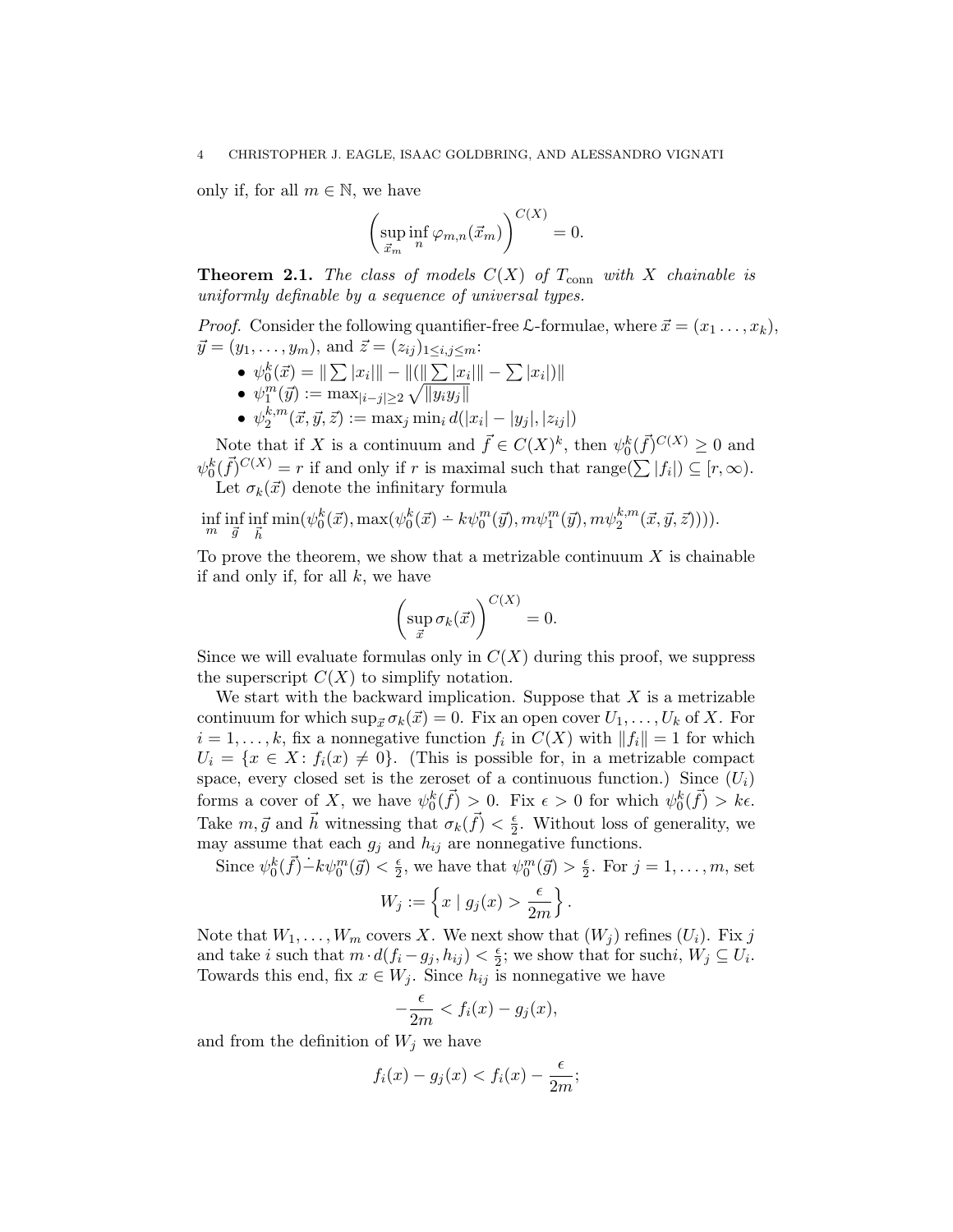only if, for all $m \in \mathbb{N}$, we have

$$\left(\sup_{\vec{x}_m} \inf_n \varphi_{m,n}(\vec{x}_m)\right)^{C(X)} = 0.$$

**Theorem 2.1.** *The class of models $C(X)$ of $T_{\mathrm{conn}}$ with $X$ chainable is uniformly definable by a sequence of universal types.*

*Proof.* Consider the following quantifier-free $\mathcal{L}$-formulae, where $\vec{x} = (x_1 \ldots, x_k)$, $\vec{y} = (y_1, \ldots, y_m)$, and $\vec{z} = (z_{ij})_{1 \leq i,j \leq m}$:

- $\psi_0^k(\vec{x}) = \|\sum |x_i|\| - \|(\|\sum |x_i|\| - \sum |x_i|)\|$
- $\psi_1^m(\vec{y}) := \max_{|i-j|\geq 2} \sqrt{\|y_i y_j\|}$
- $\psi_2^{k,m}(\vec{x}, \vec{y}, \vec{z}) := \max_j \min_i d(|x_i| - |y_j|, |z_{ij}|)$

Note that if $X$ is a continuum and $\vec{f} \in C(X)^k$, then $\psi_0^k(\vec{f})^{C(X)} \geq 0$ and $\psi_0^k(\vec{f})^{C(X)} = r$ if and only if $r$ is maximal such that $\mathrm{range}(\sum |f_i|) \subseteq [r, \infty)$.

Let $\sigma_k(\vec{x})$ denote the infinitary formula

$$\inf_m \inf_{\vec{g}} \inf_{\vec{h}} \min(\psi_0^k(\vec{x}), \max(\psi_0^k(\vec{x}) \dot{-} k\psi_0^m(\vec{y}), m\psi_1^m(\vec{y}), m\psi_2^{k,m}(\vec{x}, \vec{y}, \vec{z}))).$$

To prove the theorem, we show that a metrizable continuum $X$ is chainable if and only if, for all $k$, we have

$$\left(\sup_{\vec{x}} \sigma_k(\vec{x})\right)^{C(X)} = 0.$$

Since we will evaluate formulas only in $C(X)$ during this proof, we suppress the superscript $C(X)$ to simplify notation.

We start with the backward implication. Suppose that $X$ is a metrizable continuum for which $\sup_{\vec{x}} \sigma_k(\vec{x}) = 0$. Fix an open cover $U_1, \ldots, U_k$ of $X$. For $i = 1, \ldots, k$, fix a nonnegative function $f_i$ in $C(X)$ with $\|f_i\| = 1$ for which $U_i = \{x \in X : f_i(x) \neq 0\}$. (This is possible for, in a metrizable compact space, every closed set is the zeroset of a continuous function.) Since $(U_i)$ forms a cover of $X$, we have $\psi_0^k(\vec{f}) > 0$. Fix $\epsilon > 0$ for which $\psi_0^k(\vec{f}) > k\epsilon$. Take $m, \vec{g}$ and $\vec{h}$ witnessing that $\sigma_k(\vec{f}) < \frac{\epsilon}{2}$. Without loss of generality, we may assume that each $g_j$ and $h_{ij}$ are nonnegative functions.

Since $\psi_0^k(\vec{f}) \dot{-} k\psi_0^m(\vec{g}) < \frac{\epsilon}{2}$, we have that $\psi_0^m(\vec{g}) > \frac{\epsilon}{2}$. For $j = 1, \ldots, m$, set

$$W_j := \left\{x \mid g_j(x) > \frac{\epsilon}{2m}\right\}.$$

Note that $W_1, \ldots, W_m$ covers $X$. We next show that $(W_j)$ refines $(U_i)$. Fix $j$ and take $i$ such that $m \cdot d(f_i - g_j, h_{ij}) < \frac{\epsilon}{2}$; we show that for such$i$, $W_j \subseteq U_i$. Towards this end, fix $x \in W_j$. Since $h_{ij}$ is nonnegative we have

$$-\frac{\epsilon}{2m} < f_i(x) - g_j(x),$$

and from the definition of $W_j$ we have

$$f_i(x) - g_j(x) < f_i(x) - \frac{\epsilon}{2m};$$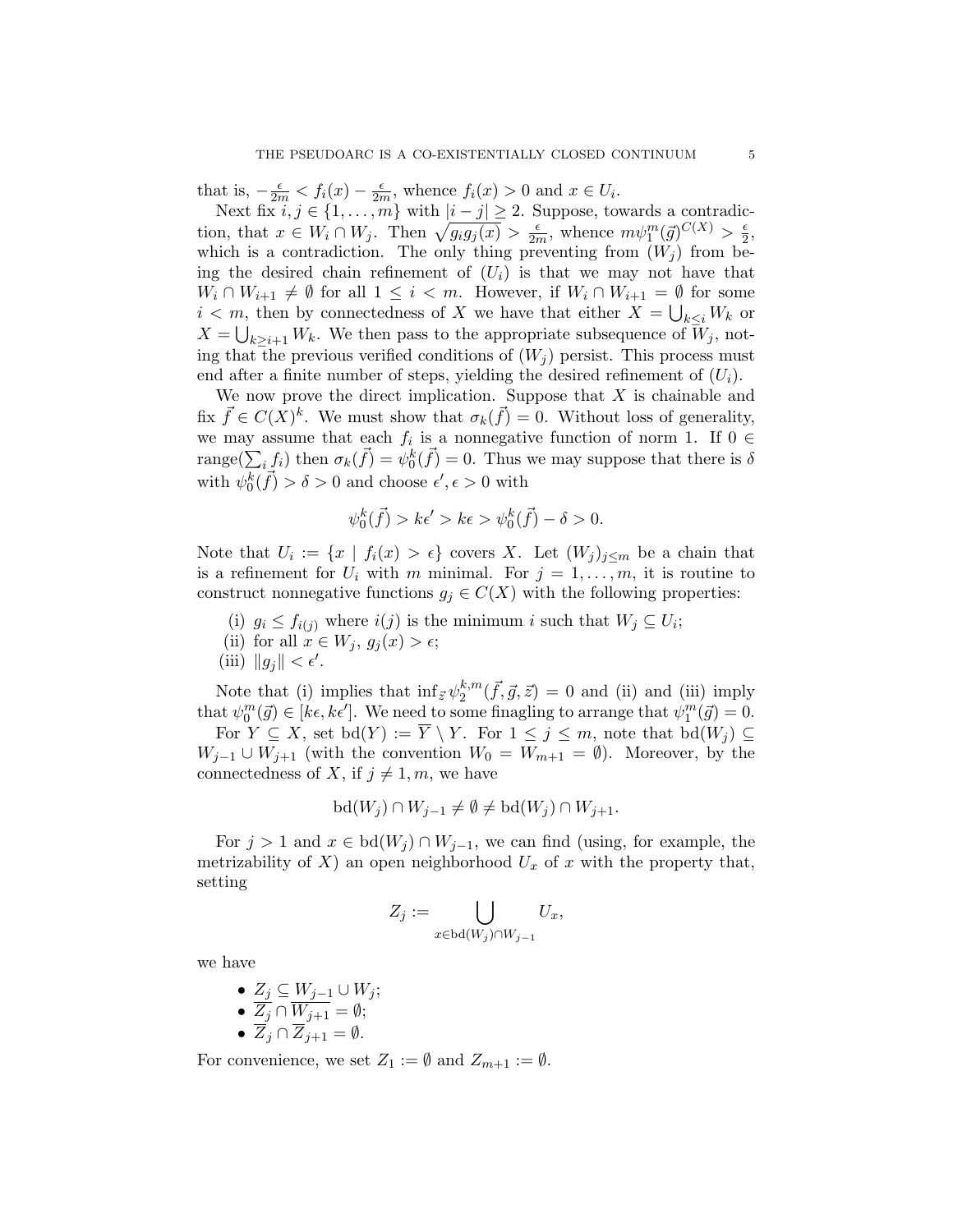that is, $-\frac{\epsilon}{2m} < f_i(x) - \frac{\epsilon}{2m}$, whence $f_i(x) > 0$ and $x \in U_i$.

Next fix $i, j \in \{1, \ldots, m\}$ with $|i - j| \geq 2$. Suppose, towards a contradiction, that $x \in W_i \cap W_j$. Then $\sqrt{g_i g_j(x)} > \frac{\epsilon}{2m}$, whence $m\psi_1^m(\vec{g})^{C(X)} > \frac{\epsilon}{2}$, which is a contradiction. The only thing preventing from $(W_j)$ from being the desired chain refinement of $(U_i)$ is that we may not have that $W_i \cap W_{i+1} \neq \emptyset$ for all $1 \leq i < m$. However, if $W_i \cap W_{i+1} = \emptyset$ for some $i < m$, then by connectedness of $X$ we have that either $X = \bigcup_{k \leq i} W_k$ or $X = \bigcup_{k \geq i+1} W_k$. We then pass to the appropriate subsequence of $W_j$, noting that the previous verified conditions of $(W_j)$ persist. This process must end after a finite number of steps, yielding the desired refinement of $(U_i)$.

We now prove the direct implication. Suppose that $X$ is chainable and fix $\vec{f} \in C(X)^k$. We must show that $\sigma_k(\vec{f}) = 0$. Without loss of generality, we may assume that each $f_i$ is a nonnegative function of norm 1. If $0 \in \mathrm{range}(\sum_i f_i)$ then $\sigma_k(\vec{f}) = \psi_0^k(\vec{f}) = 0$. Thus we may suppose that there is $\delta$ with $\psi_0^k(\vec{f}) > \delta > 0$ and choose $\epsilon', \epsilon > 0$ with

$$\psi_0^k(\vec{f}) > k\epsilon' > k\epsilon > \psi_0^k(\vec{f}) - \delta > 0.$$

Note that $U_i := \{x \mid f_i(x) > \epsilon\}$ covers $X$. Let $(W_j)_{j \leq m}$ be a chain that is a refinement for $U_i$ with $m$ minimal. For $j = 1, \ldots, m$, it is routine to construct nonnegative functions $g_j \in C(X)$ with the following properties:

(i) $g_i \leq f_{i(j)}$ where $i(j)$ is the minimum $i$ such that $W_j \subseteq U_i$;
(ii) for all $x \in W_j$, $g_j(x) > \epsilon$;
(iii) $\|g_j\| < \epsilon'$.

Note that (i) implies that $\inf_{\vec{z}} \psi_2^{k,m}(\vec{f}, \vec{g}, \vec{z}) = 0$ and (ii) and (iii) imply that $\psi_0^m(\vec{g}) \in [k\epsilon, k\epsilon']$. We need to some finagling to arrange that $\psi_1^m(\vec{g}) = 0$.

For $Y \subseteq X$, set $\mathrm{bd}(Y) := \overline{Y} \setminus Y$. For $1 \leq j \leq m$, note that $\mathrm{bd}(W_j) \subseteq W_{j-1} \cup W_{j+1}$ (with the convention $W_0 = W_{m+1} = \emptyset$). Moreover, by the connectedness of $X$, if $j \neq 1, m$, we have

$$\mathrm{bd}(W_j) \cap W_{j-1} \neq \emptyset \neq \mathrm{bd}(W_j) \cap W_{j+1}.$$

For $j > 1$ and $x \in \mathrm{bd}(W_j) \cap W_{j-1}$, we can find (using, for example, the metrizability of $X$) an open neighborhood $U_x$ of $x$ with the property that, setting

$$Z_j := \bigcup_{x \in \mathrm{bd}(W_j) \cap W_{j-1}} U_x,$$

we have

- $Z_j \subseteq W_{j-1} \cup W_j$;
- $\overline{Z_j} \cap \overline{W_{j+1}} = \emptyset$;
- $\overline{Z}_j \cap \overline{Z}_{j+1} = \emptyset$.

For convenience, we set $Z_1 := \emptyset$ and $Z_{m+1} := \emptyset$.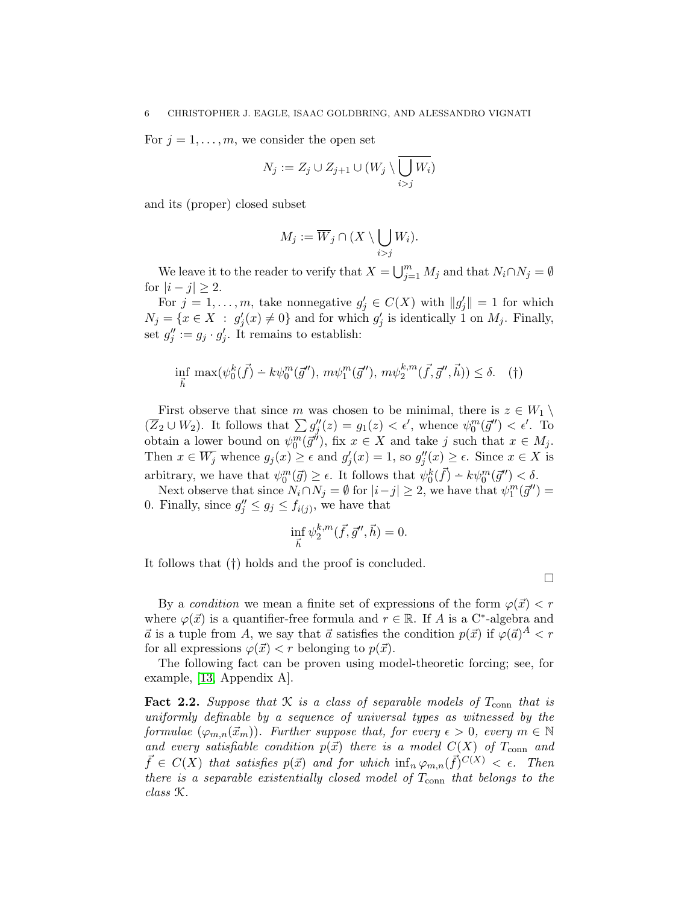For $j = 1, \ldots, m$, we consider the open set

$$N_j := Z_j \cup Z_{j+1} \cup (W_j \setminus \overline{\bigcup_{i>j} W_i})$$

and its (proper) closed subset

$$M_j := \overline{W}_j \cap (X \setminus \bigcup_{i>j} W_i).$$

We leave it to the reader to verify that $X = \bigcup_{j=1}^m M_j$ and that $N_i \cap N_j = \emptyset$ for $|i - j| \geq 2$.

For $j = 1, \ldots, m$, take nonnegative $g_j' \in C(X)$ with $\|g_j'\| = 1$ for which $N_j = \{x \in X \ : \ g_j'(x) \neq 0\}$ and for which $g_j'$ is identically 1 on $M_j$. Finally, set $g_j'' := g_j \cdot g_j'$. It remains to establish:

$$\inf_{\vec{h}} \max(\psi_0^k(\vec{f}) \dot{-} k\psi_0^m(\vec{g}''), \, m\psi_1^m(\vec{g}''), \, m\psi_2^{k,m}(\vec{f}, \vec{g}'', \vec{h})) \leq \delta. \quad (\dagger)$$

First observe that since $m$ was chosen to be minimal, there is $z \in W_1 \setminus (\overline{Z}_2 \cup W_2)$. It follows that $\sum g_j''(z) = g_1(z) < \epsilon'$, whence $\psi_0^m(\vec{g}'') < \epsilon'$. To obtain a lower bound on $\psi_0^m(\vec{g}'')$, fix $x \in X$ and take $j$ such that $x \in M_j$. Then $x \in \overline{W_j}$ whence $g_j(x) \geq \epsilon$ and $g_j'(x) = 1$, so $g_j''(x) \geq \epsilon$. Since $x \in X$ is arbitrary, we have that $\psi_0^m(\vec{g}) \geq \epsilon$. It follows that $\psi_0^k(\vec{f}) \dot{-} k\psi_0^m(\vec{g}'') < \delta$.

Next observe that since $N_i \cap N_j = \emptyset$ for $|i-j| \geq 2$, we have that $\psi_1^m(\vec{g}'') = 0$. Finally, since $g_j'' \leq g_j \leq f_{i(j)}$, we have that

$$\inf_{\vec{h}} \psi_2^{k,m}(\vec{f}, \vec{g}'', \vec{h}) = 0.$$

It follows that $(\dagger)$ holds and the proof is concluded.

$\square$

By a *condition* we mean a finite set of expressions of the form $\varphi(\vec{x}) < r$ where $\varphi(\vec{x})$ is a quantifier-free formula and $r \in \mathbb{R}$. If $A$ is a C*-algebra and $\vec{a}$ is a tuple from $A$, we say that $\vec{a}$ satisfies the condition $p(\vec{x})$ if $\varphi(\vec{a})^A < r$ for all expressions $\varphi(\vec{x}) < r$ belonging to $p(\vec{x})$.

The following fact can be proven using model-theoretic forcing; see, for example, [13, Appendix A].

**Fact 2.2.** *Suppose that $\mathcal{K}$ is a class of separable models of $T_{\text{conn}}$ that is uniformly definable by a sequence of universal types as witnessed by the formulae $(\varphi_{m,n}(\vec{x}_m))$. Further suppose that, for every $\epsilon > 0$, every $m \in \mathbb{N}$ and every satisfiable condition $p(\vec{x})$ there is a model $C(X)$ of $T_{\text{conn}}$ and $\vec{f} \in C(X)$ that satisfies $p(\vec{x})$ and for which $\inf_n \varphi_{m,n}(\vec{f})^{C(X)} < \epsilon$. Then there is a separable existentially closed model of $T_{\text{conn}}$ that belongs to the class $\mathcal{K}$.*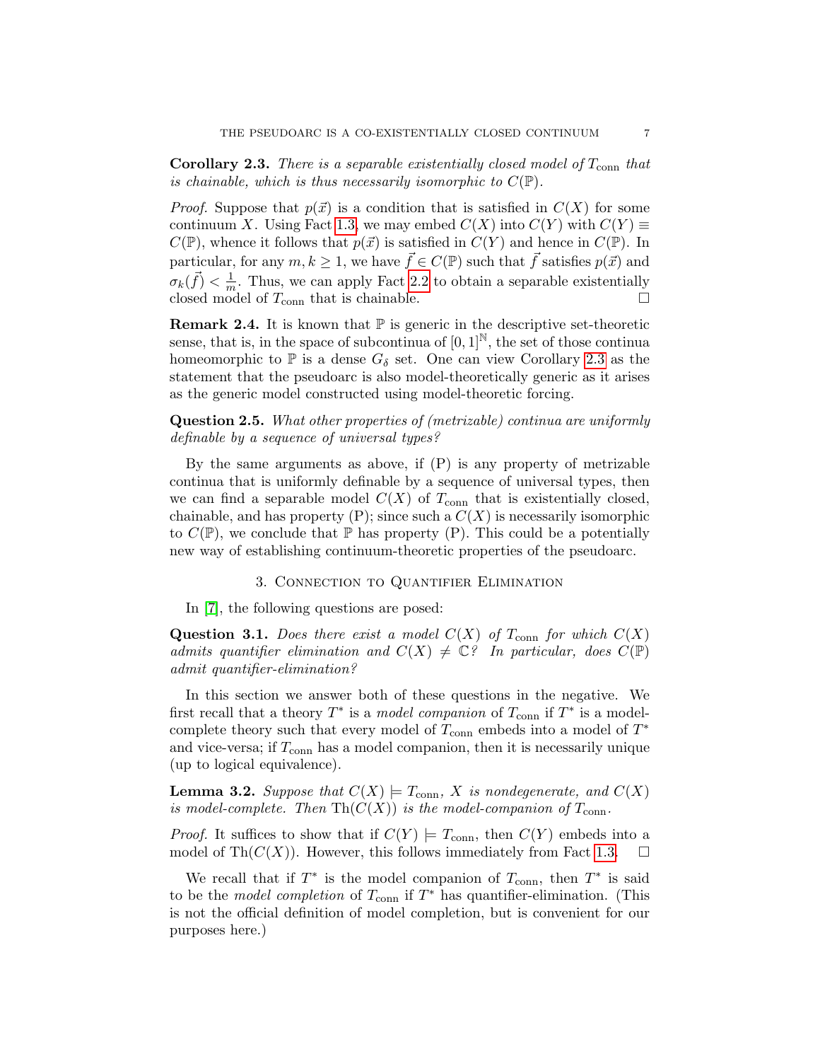**Corollary 2.3.** *There is a separable existentially closed model of $T_{\text{conn}}$ that is chainable, which is thus necessarily isomorphic to $C(\mathbb{P})$.*

*Proof.* Suppose that $p(\vec{x})$ is a condition that is satisfied in $C(X)$ for some continuum $X$. Using Fact 1.3, we may embed $C(X)$ into $C(Y)$ with $C(Y) \equiv C(\mathbb{P})$, whence it follows that $p(\vec{x})$ is satisfied in $C(Y)$ and hence in $C(\mathbb{P})$. In particular, for any $m, k \geq 1$, we have $\vec{f} \in C(\mathbb{P})$ such that $\vec{f}$ satisfies $p(\vec{x})$ and $\sigma_k(\vec{f}) < \frac{1}{m}$. Thus, we can apply Fact 2.2 to obtain a separable existentially closed model of $T_{\text{conn}}$ that is chainable. □

**Remark 2.4.** It is known that $\mathbb{P}$ is generic in the descriptive set-theoretic sense, that is, in the space of subcontinua of $[0,1]^{\mathbb{N}}$, the set of those continua homeomorphic to $\mathbb{P}$ is a dense $G_\delta$ set. One can view Corollary 2.3 as the statement that the pseudoarc is also model-theoretically generic as it arises as the generic model constructed using model-theoretic forcing.

**Question 2.5.** *What other properties of (metrizable) continua are uniformly definable by a sequence of universal types?*

By the same arguments as above, if (P) is any property of metrizable continua that is uniformly definable by a sequence of universal types, then we can find a separable model $C(X)$ of $T_{\text{conn}}$ that is existentially closed, chainable, and has property (P); since such a $C(X)$ is necessarily isomorphic to $C(\mathbb{P})$, we conclude that $\mathbb{P}$ has property (P). This could be a potentially new way of establishing continuum-theoretic properties of the pseudoarc.

## 3. Connection to Quantifier Elimination

In [7], the following questions are posed:

**Question 3.1.** *Does there exist a model $C(X)$ of $T_{\text{conn}}$ for which $C(X)$ admits quantifier elimination and $C(X) \neq \mathbb{C}$? In particular, does $C(\mathbb{P})$ admit quantifier-elimination?*

In this section we answer both of these questions in the negative. We first recall that a theory $T^*$ is a *model companion* of $T_{\text{conn}}$ if $T^*$ is a model-complete theory such that every model of $T_{\text{conn}}$ embeds into a model of $T^*$ and vice-versa; if $T_{\text{conn}}$ has a model companion, then it is necessarily unique (up to logical equivalence).

**Lemma 3.2.** *Suppose that $C(X) \models T_{\text{conn}}$, $X$ is nondegenerate, and $C(X)$ is model-complete. Then $\text{Th}(C(X))$ is the model-companion of $T_{\text{conn}}$.*

*Proof.* It suffices to show that if $C(Y) \models T_{\text{conn}}$, then $C(Y)$ embeds into a model of $\text{Th}(C(X))$. However, this follows immediately from Fact 1.3. □

We recall that if $T^*$ is the model companion of $T_{\text{conn}}$, then $T^*$ is said to be the *model completion* of $T_{\text{conn}}$ if $T^*$ has quantifier-elimination. (This is not the official definition of model completion, but is convenient for our purposes here.)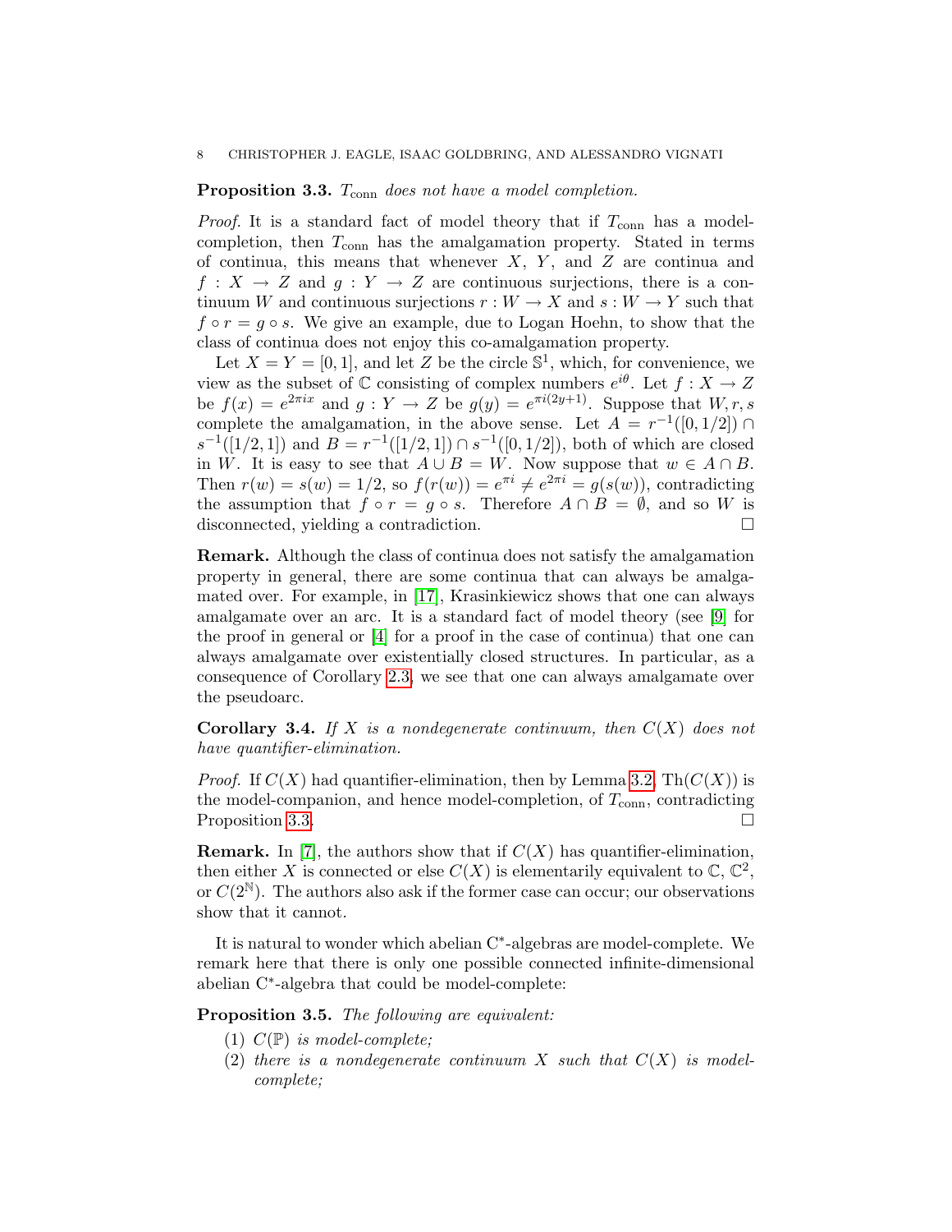**Proposition 3.3.** *$T_{\text{conn}}$ does not have a model completion.*

*Proof.* It is a standard fact of model theory that if $T_{\text{conn}}$ has a model-completion, then $T_{\text{conn}}$ has the amalgamation property. Stated in terms of continua, this means that whenever $X$, $Y$, and $Z$ are continua and $f : X \to Z$ and $g : Y \to Z$ are continuous surjections, there is a continuum $W$ and continuous surjections $r : W \to X$ and $s : W \to Y$ such that $f \circ r = g \circ s$. We give an example, due to Logan Hoehn, to show that the class of continua does not enjoy this co-amalgamation property.

Let $X = Y = [0, 1]$, and let $Z$ be the circle $\mathbb{S}^1$, which, for convenience, we view as the subset of $\mathbb{C}$ consisting of complex numbers $e^{i\theta}$. Let $f : X \to Z$ be $f(x) = e^{2\pi ix}$ and $g : Y \to Z$ be $g(y) = e^{\pi i(2y+1)}$. Suppose that $W, r, s$ complete the amalgamation, in the above sense. Let $A = r^{-1}([0, 1/2]) \cap s^{-1}([1/2, 1])$ and $B = r^{-1}([1/2, 1]) \cap s^{-1}([0, 1/2])$, both of which are closed in $W$. It is easy to see that $A \cup B = W$. Now suppose that $w \in A \cap B$. Then $r(w) = s(w) = 1/2$, so $f(r(w)) = e^{\pi i} \neq e^{2\pi i} = g(s(w))$, contradicting the assumption that $f \circ r = g \circ s$. Therefore $A \cap B = \emptyset$, and so $W$ is disconnected, yielding a contradiction. $\square$

**Remark.** Although the class of continua does not satisfy the amalgamation property in general, there are some continua that can always be amalgamated over. For example, in [17], Krasinkiewicz shows that one can always amalgamate over an arc. It is a standard fact of model theory (see [9] for the proof in general or [4] for a proof in the case of continua) that one can always amalgamate over existentially closed structures. In particular, as a consequence of Corollary 2.3, we see that one can always amalgamate over the pseudoarc.

**Corollary 3.4.** *If $X$ is a nondegenerate continuum, then $C(X)$ does not have quantifier-elimination.*

*Proof.* If $C(X)$ had quantifier-elimination, then by Lemma 3.2, $\text{Th}(C(X))$ is the model-companion, and hence model-completion, of $T_{\text{conn}}$, contradicting Proposition 3.3. $\square$

**Remark.** In [7], the authors show that if $C(X)$ has quantifier-elimination, then either $X$ is connected or else $C(X)$ is elementarily equivalent to $\mathbb{C}$, $\mathbb{C}^2$, or $C(2^{\mathbb{N}})$. The authors also ask if the former case can occur; our observations show that it cannot.

It is natural to wonder which abelian C\*-algebras are model-complete. We remark here that there is only one possible connected infinite-dimensional abelian C\*-algebra that could be model-complete:

**Proposition 3.5.** *The following are equivalent:*

1. *$C(\mathbb{P})$ is model-complete;*
2. *there is a nondegenerate continuum $X$ such that $C(X)$ is model-complete;*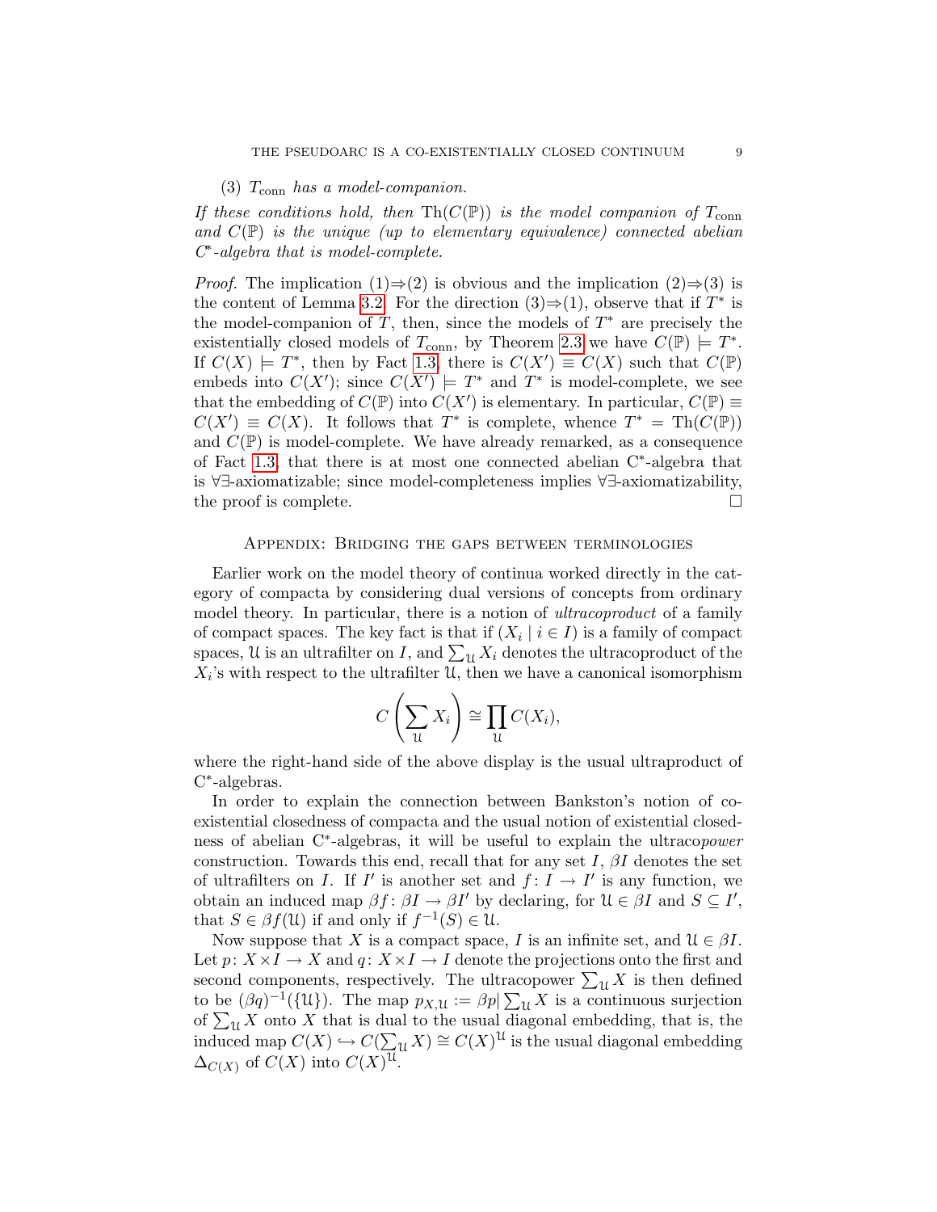(3) $T_{\text{conn}}$ *has a model-companion.*

*If these conditions hold, then* $\text{Th}(C(\mathbb{P}))$ *is the model companion of* $T_{\text{conn}}$ *and* $C(\mathbb{P})$ *is the unique (up to elementary equivalence) connected abelian* $C^*$*-algebra that is model-complete.*

*Proof.* The implication (1)⇒(2) is obvious and the implication (2)⇒(3) is the content of Lemma 3.2. For the direction (3)⇒(1), observe that if $T^*$ is the model-companion of $T$, then, since the models of $T^*$ are precisely the existentially closed models of $T_{\text{conn}}$, by Theorem 2.3 we have $C(\mathbb{P}) \models T^*$. If $C(X) \models T^*$, then by Fact 1.3, there is $C(X') \equiv C(X)$ such that $C(\mathbb{P})$ embeds into $C(X')$; since $C(X') \models T^*$ and $T^*$ is model-complete, we see that the embedding of $C(\mathbb{P})$ into $C(X')$ is elementary. In particular, $C(\mathbb{P}) \equiv C(X') \equiv C(X)$. It follows that $T^*$ is complete, whence $T^* = \text{Th}(C(\mathbb{P}))$ and $C(\mathbb{P})$ is model-complete. We have already remarked, as a consequence of Fact 1.3, that there is at most one connected abelian C*-algebra that is ∀∃-axiomatizable; since model-completeness implies ∀∃-axiomatizability, the proof is complete. □

## Appendix: Bridging the gaps between terminologies

Earlier work on the model theory of continua worked directly in the category of compacta by considering dual versions of concepts from ordinary model theory. In particular, there is a notion of *ultracoproduct* of a family of compact spaces. The key fact is that if $(X_i \mid i \in I)$ is a family of compact spaces, $\mathcal{U}$ is an ultrafilter on $I$, and $\sum_{\mathcal{U}} X_i$ denotes the ultracoproduct of the $X_i$'s with respect to the ultrafilter $\mathcal{U}$, then we have a canonical isomorphism

$$C\left(\sum_{\mathcal{U}} X_i\right) \cong \prod_{\mathcal{U}} C(X_i),$$

where the right-hand side of the above display is the usual ultraproduct of C*-algebras.

In order to explain the connection between Bankston's notion of co-existential closedness of compacta and the usual notion of existential closedness of abelian C*-algebras, it will be useful to explain the ultraco*power* construction. Towards this end, recall that for any set $I$, $\beta I$ denotes the set of ultrafilters on $I$. If $I'$ is another set and $f\colon I \to I'$ is any function, we obtain an induced map $\beta f\colon \beta I \to \beta I'$ by declaring, for $\mathcal{U} \in \beta I$ and $S \subseteq I'$, that $S \in \beta f(\mathcal{U})$ if and only if $f^{-1}(S) \in \mathcal{U}$.

Now suppose that $X$ is a compact space, $I$ is an infinite set, and $\mathcal{U} \in \beta I$. Let $p\colon X \times I \to X$ and $q\colon X \times I \to I$ denote the projections onto the first and second components, respectively. The ultracopower $\sum_{\mathcal{U}} X$ is then defined to be $(\beta q)^{-1}(\{\mathcal{U}\})$. The map $p_{X,\mathcal{U}} := \beta p | \sum_{\mathcal{U}} X$ is a continuous surjection of $\sum_{\mathcal{U}} X$ onto $X$ that is dual to the usual diagonal embedding, that is, the induced map $C(X) \hookrightarrow C(\sum_{\mathcal{U}} X) \cong C(X)^{\mathcal{U}}$ is the usual diagonal embedding $\Delta_{C(X)}$ of $C(X)$ into $C(X)^{\mathcal{U}}$.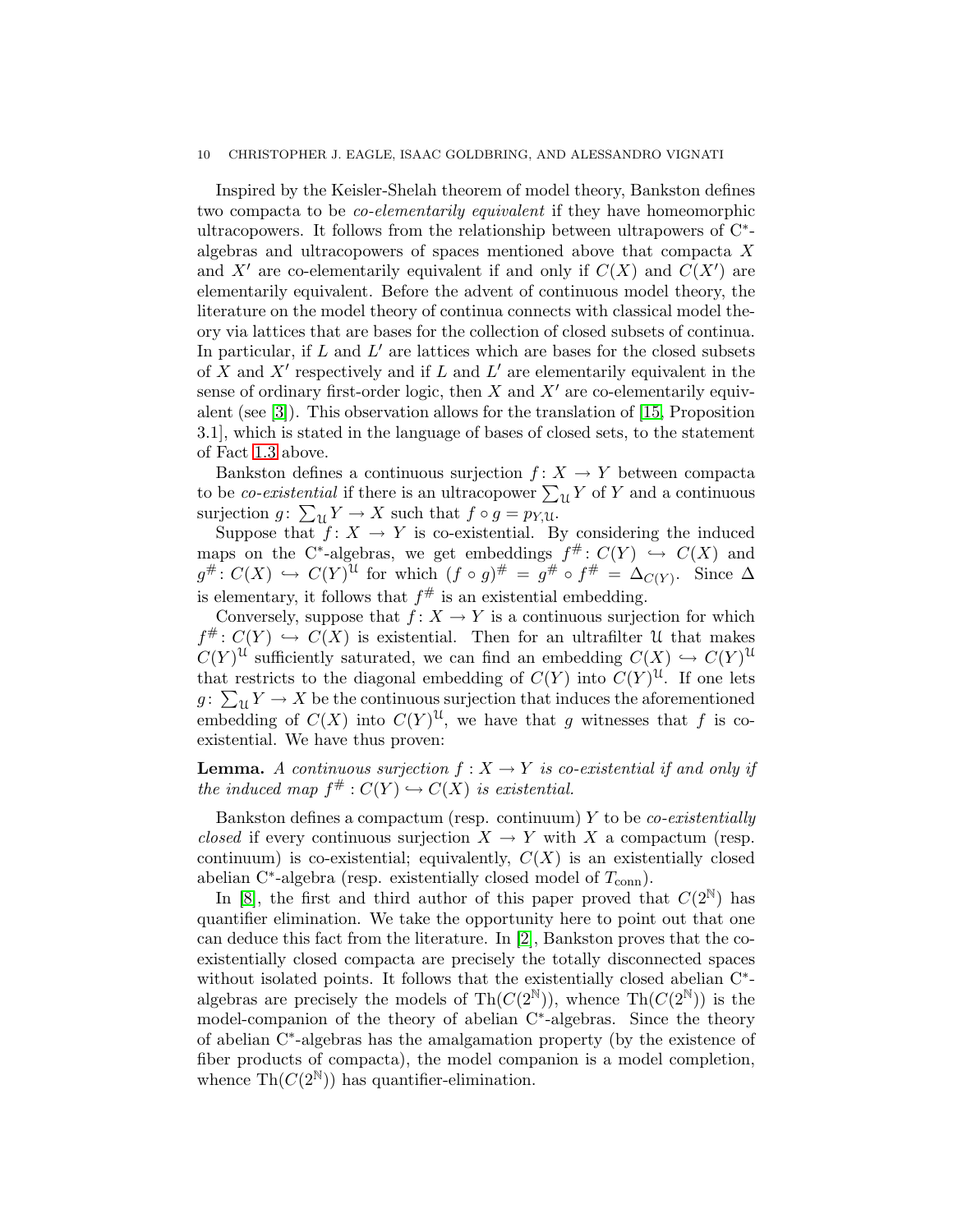Inspired by the Keisler-Shelah theorem of model theory, Bankston defines two compacta to be *co-elementarily equivalent* if they have homeomorphic ultracopowers. It follows from the relationship between ultrapowers of C*-algebras and ultracopowers of spaces mentioned above that compacta $X$ and $X'$ are co-elementarily equivalent if and only if $C(X)$ and $C(X')$ are elementarily equivalent. Before the advent of continuous model theory, the literature on the model theory of continua connects with classical model theory via lattices that are bases for the collection of closed subsets of continua. In particular, if $L$ and $L'$ are lattices which are bases for the closed subsets of $X$ and $X'$ respectively and if $L$ and $L'$ are elementarily equivalent in the sense of ordinary first-order logic, then $X$ and $X'$ are co-elementarily equivalent (see [3]). This observation allows for the translation of [15, Proposition 3.1], which is stated in the language of bases of closed sets, to the statement of Fact 1.3 above.

Bankston defines a continuous surjection $f\colon X \to Y$ between compacta to be *co-existential* if there is an ultracopower $\sum_{\mathcal{U}} Y$ of $Y$ and a continuous surjection $g\colon \sum_{\mathcal{U}} Y \to X$ such that $f \circ g = p_{Y,\mathcal{U}}$.

Suppose that $f\colon X \to Y$ is co-existential. By considering the induced maps on the C*-algebras, we get embeddings $f^{\#}\colon C(Y) \hookrightarrow C(X)$ and $g^{\#}\colon C(X) \hookrightarrow C(Y)^{\mathcal{U}}$ for which $(f \circ g)^{\#} = g^{\#} \circ f^{\#} = \Delta_{C(Y)}$. Since $\Delta$ is elementary, it follows that $f^{\#}$ is an existential embedding.

Conversely, suppose that $f\colon X \to Y$ is a continuous surjection for which $f^{\#}\colon C(Y) \hookrightarrow C(X)$ is existential. Then for an ultrafilter $\mathcal{U}$ that makes $C(Y)^{\mathcal{U}}$ sufficiently saturated, we can find an embedding $C(X) \hookrightarrow C(Y)^{\mathcal{U}}$ that restricts to the diagonal embedding of $C(Y)$ into $C(Y)^{\mathcal{U}}$. If one lets $g\colon \sum_{\mathcal{U}} Y \to X$ be the continuous surjection that induces the aforementioned embedding of $C(X)$ into $C(Y)^{\mathcal{U}}$, we have that $g$ witnesses that $f$ is co-existential. We have thus proven:

**Lemma.** *A continuous surjection $f : X \to Y$ is co-existential if and only if the induced map $f^{\#} : C(Y) \hookrightarrow C(X)$ is existential.*

Bankston defines a compactum (resp. continuum) $Y$ to be *co-existentially closed* if every continuous surjection $X \to Y$ with $X$ a compactum (resp. continuum) is co-existential; equivalently, $C(X)$ is an existentially closed abelian C*-algebra (resp. existentially closed model of $T_{\mathrm{conn}}$).

In [8], the first and third author of this paper proved that $C(2^{\mathbb{N}})$ has quantifier elimination. We take the opportunity here to point out that one can deduce this fact from the literature. In [2], Bankston proves that the co-existentially closed compacta are precisely the totally disconnected spaces without isolated points. It follows that the existentially closed abelian C*-algebras are precisely the models of $\mathrm{Th}(C(2^{\mathbb{N}}))$, whence $\mathrm{Th}(C(2^{\mathbb{N}}))$ is the model-companion of the theory of abelian C*-algebras. Since the theory of abelian C*-algebras has the amalgamation property (by the existence of fiber products of compacta), the model companion is a model completion, whence $\mathrm{Th}(C(2^{\mathbb{N}}))$ has quantifier-elimination.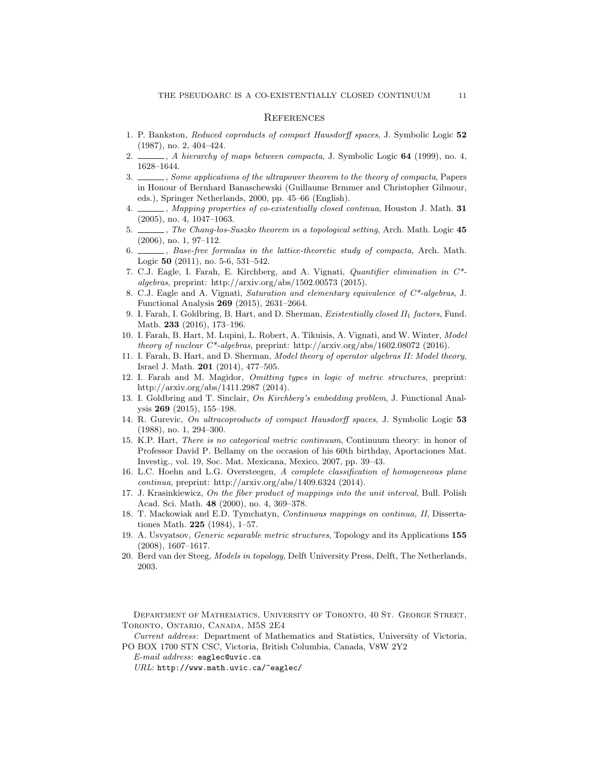## References

1. P. Bankston, *Reduced coproducts of compact Hausdorff spaces*, J. Symbolic Logic **52** (1987), no. 2, 404–424.
2. ______, *A hierarchy of maps between compacta*, J. Symbolic Logic **64** (1999), no. 4, 1628–1644.
3. ______, *Some applications of the ultrapower theorem to the theory of compacta*, Papers in Honour of Bernhard Banaschewski (Guillaume Brmmer and Christopher Gilmour, eds.), Springer Netherlands, 2000, pp. 45–66 (English).
4. ______, *Mapping properties of co-existentially closed continua*, Houston J. Math. **31** (2005), no. 4, 1047–1063.
5. ______, *The Chang-łos-Suszko theorem in a topological setting*, Arch. Math. Logic **45** (2006), no. 1, 97–112.
6. ______, *Base-free formulas in the lattice-theoretic study of compacta*, Arch. Math. Logic **50** (2011), no. 5-6, 531–542.
7. C.J. Eagle, I. Farah, E. Kirchberg, and A. Vignati, *Quantifier elimination in C\*-algebras*, preprint: http://arxiv.org/abs/1502.00573 (2015).
8. C.J. Eagle and A. Vignati, *Saturation and elementary equivalence of C\*-algebras*, J. Functional Analysis **269** (2015), 2631–2664.
9. I. Farah, I. Goldbring, B. Hart, and D. Sherman, *Existentially closed $II_1$ factors*, Fund. Math. **233** (2016), 173–196.
10. I. Farah, B. Hart, M. Lupini, L. Robert, A. Tikuisis, A. Vignati, and W. Winter, *Model theory of nuclear C\*-algebras*, preprint: http://arxiv.org/abs/1602.08072 (2016).
11. I. Farah, B. Hart, and D. Sherman, *Model theory of operator algebras II: Model theory*, Israel J. Math. **201** (2014), 477–505.
12. I. Farah and M. Magidor, *Omitting types in logic of metric structures*, preprint: http://arxiv.org/abs/1411.2987 (2014).
13. I. Goldbring and T. Sinclair, *On Kirchberg's embedding problem*, J. Functional Analysis **269** (2015), 155–198.
14. R. Gurevic, *On ultracoproducts of compact Hausdorff spaces*, J. Symbolic Logic **53** (1988), no. 1, 294–300.
15. K.P. Hart, *There is no categorical metric continuum*, Continuum theory: in honor of Professor David P. Bellamy on the occasion of his 60th birthday, Aportaciones Mat. Investig., vol. 19, Soc. Mat. Mexicana, Mexico, 2007, pp. 39–43.
16. L.C. Hoehn and L.G. Oversteegen, *A complete classification of homogeneous plane continua*, preprint: http://arxiv.org/abs/1409.6324 (2014).
17. J. Krasinkiewicz, *On the fiber product of mappings into the unit interval*, Bull. Polish Acad. Sci. Math. **48** (2000), no. 4, 369–378.
18. T. Mackowiak and E.D. Tymchatyn, *Continuous mappings on continua, II*, Dissertationes Math. **225** (1984), 1–57.
19. A. Usvyatsov, *Generic separable metric structures*, Topology and its Applications **155** (2008), 1607–1617.
20. Berd van der Steeg, *Models in topology*, Delft University Press, Delft, The Netherlands, 2003.

Department of Mathematics, University of Toronto, 40 St. George Street, Toronto, Ontario, Canada, M5S 2E4

*Current address*: Department of Mathematics and Statistics, University of Victoria, PO BOX 1700 STN CSC, Victoria, British Columbia, Canada, V8W 2Y2

*E-mail address*: eaglec@uvic.ca

*URL*: http://www.math.uvic.ca/~eaglec/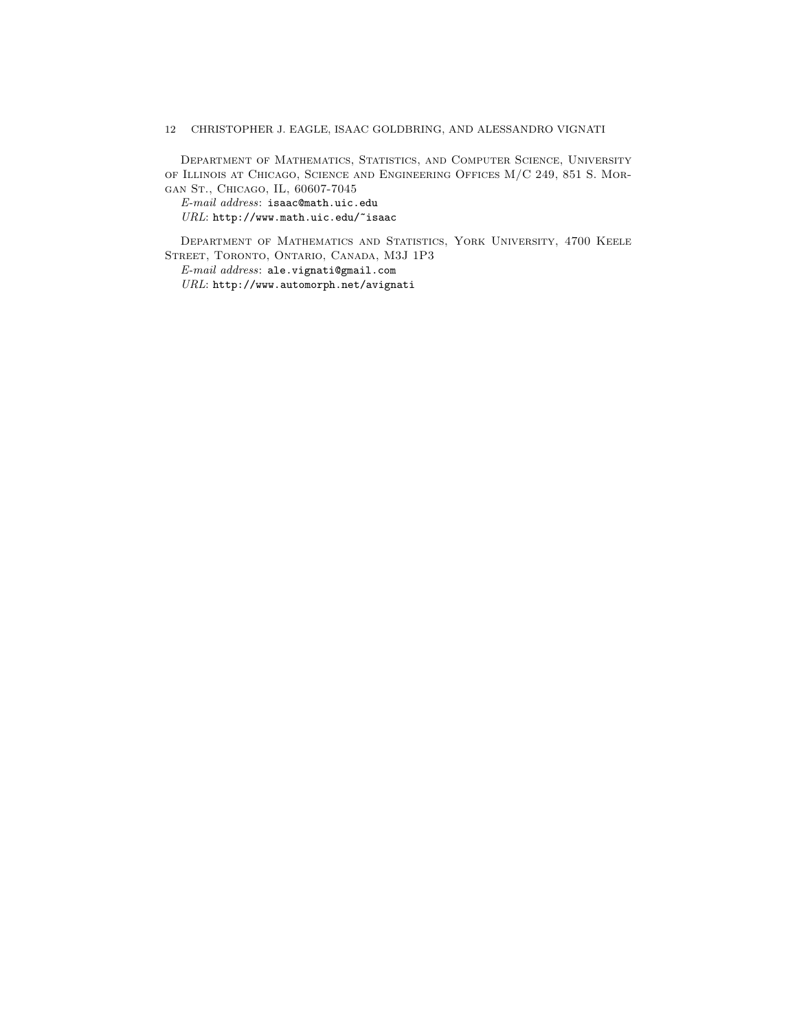Department of Mathematics, Statistics, and Computer Science, University of Illinois at Chicago, Science and Engineering Offices M/C 249, 851 S. Morgan St., Chicago, IL, 60607-7045

*E-mail address*: isaac@math.uic.edu

*URL*: http://www.math.uic.edu/~isaac

Department of Mathematics and Statistics, York University, 4700 Keele Street, Toronto, Ontario, Canada, M3J 1P3

*E-mail address*: ale.vignati@gmail.com

*URL*: http://www.automorph.net/avignati